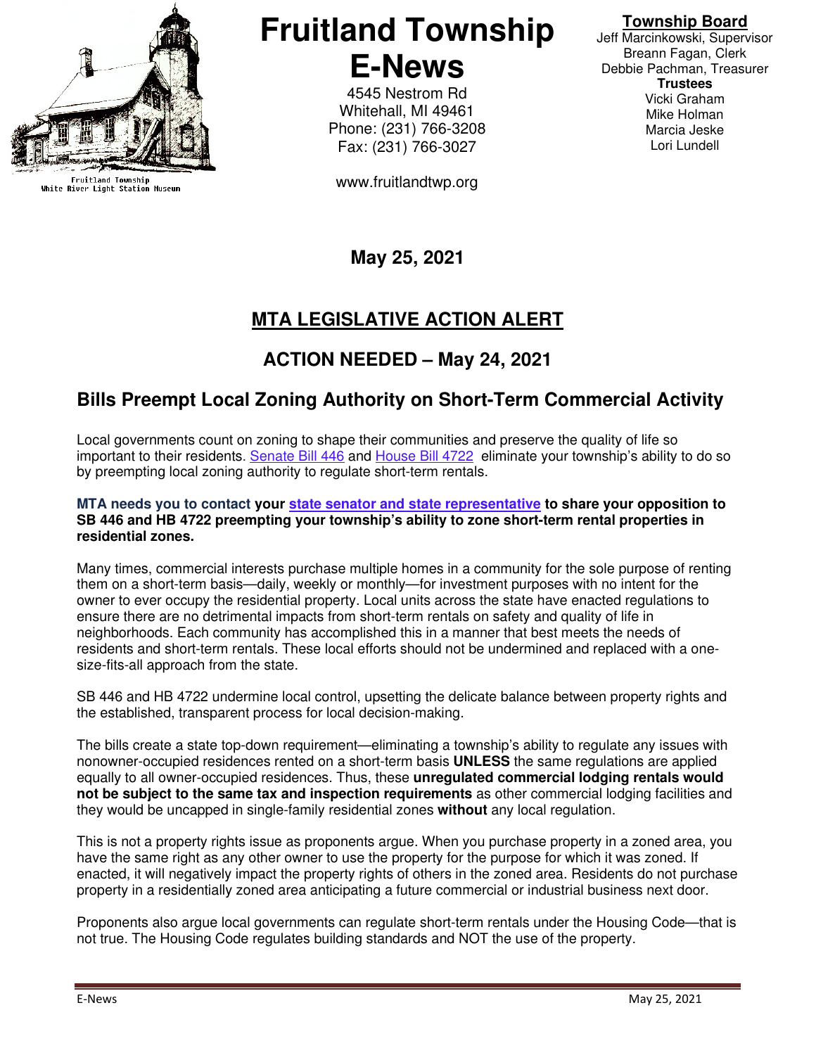# Fruitland Township E-News

Fruitland Township
White River Light Station Museum

4545 Nestrom Rd
Whitehall, MI 49461
Phone: (231) 766-3208
Fax: (231) 766-3027

www.fruitlandtwp.org

**Township Board**
Jeff Marcinkowski, Supervisor
Breann Fagan, Clerk
Debbie Pachman, Treasurer

**Trustees**
Vicki Graham
Mike Holman
Marcia Jeske
Lori Lundell

**May 25, 2021**

## MTA LEGISLATIVE ACTION ALERT

### ACTION NEEDED – May 24, 2021

### Bills Preempt Local Zoning Authority on Short-Term Commercial Activity

Local governments count on zoning to shape their communities and preserve the quality of life so important to their residents. Senate Bill 446 and House Bill 4722 eliminate your township's ability to do so by preempting local zoning authority to regulate short-term rentals.

**MTA needs you to contact your state senator and state representative to share your opposition to SB 446 and HB 4722 preempting your township's ability to zone short-term rental properties in residential zones.**

Many times, commercial interests purchase multiple homes in a community for the sole purpose of renting them on a short-term basis—daily, weekly or monthly—for investment purposes with no intent for the owner to ever occupy the residential property. Local units across the state have enacted regulations to ensure there are no detrimental impacts from short-term rentals on safety and quality of life in neighborhoods. Each community has accomplished this in a manner that best meets the needs of residents and short-term rentals. These local efforts should not be undermined and replaced with a one-size-fits-all approach from the state.

SB 446 and HB 4722 undermine local control, upsetting the delicate balance between property rights and the established, transparent process for local decision-making.

The bills create a state top-down requirement—eliminating a township's ability to regulate any issues with nonowner-occupied residences rented on a short-term basis **UNLESS** the same regulations are applied equally to all owner-occupied residences. Thus, these **unregulated commercial lodging rentals would not be subject to the same tax and inspection requirements** as other commercial lodging facilities and they would be uncapped in single-family residential zones **without** any local regulation.

This is not a property rights issue as proponents argue. When you purchase property in a zoned area, you have the same right as any other owner to use the property for the purpose for which it was zoned. If enacted, it will negatively impact the property rights of others in the zoned area. Residents do not purchase property in a residentially zoned area anticipating a future commercial or industrial business next door.

Proponents also argue local governments can regulate short-term rentals under the Housing Code—that is not true. The Housing Code regulates building standards and NOT the use of the property.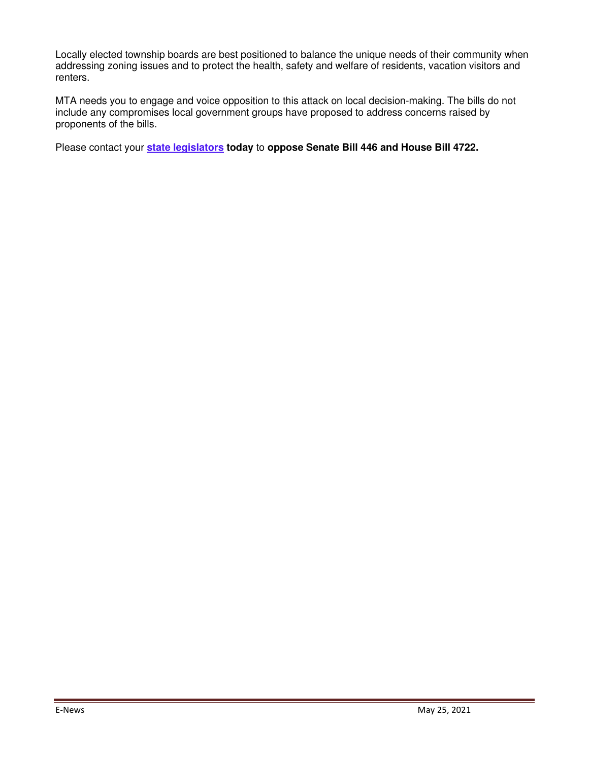Locally elected township boards are best positioned to balance the unique needs of their community when addressing zoning issues and to protect the health, safety and welfare of residents, vacation visitors and renters.

MTA needs you to engage and voice opposition to this attack on local decision-making. The bills do not include any compromises local government groups have proposed to address concerns raised by proponents of the bills.

Please contact your **state legislators** **today** to **oppose Senate Bill 446 and House Bill 4722.**